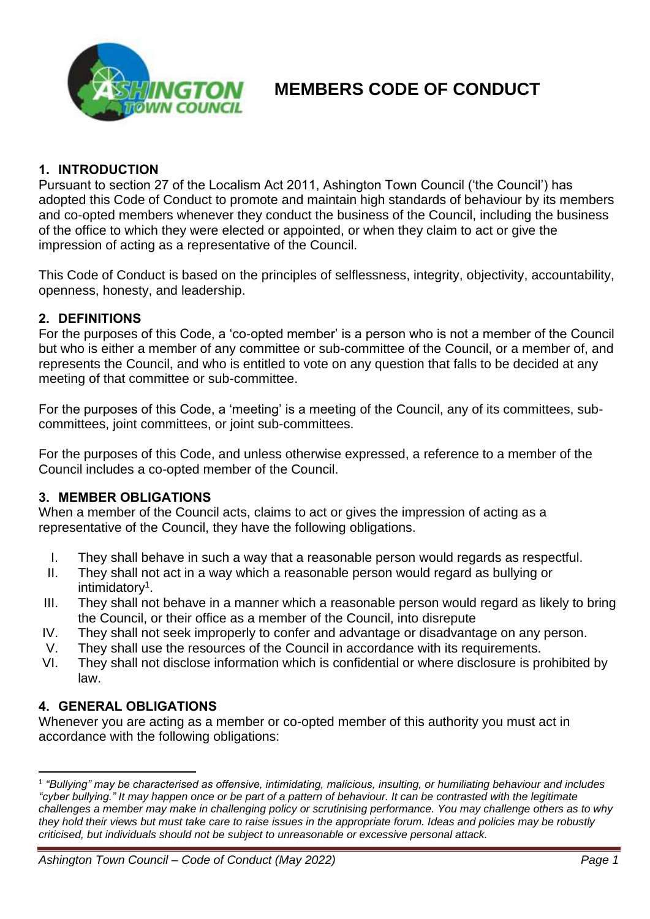# MEMBERS CODE OF CONDUCT

## 1. INTRODUCTION

Pursuant to section 27 of the Localism Act 2011, Ashington Town Council ('the Council') has adopted this Code of Conduct to promote and maintain high standards of behaviour by its members and co-opted members whenever they conduct the business of the Council, including the business of the office to which they were elected or appointed, or when they claim to act or give the impression of acting as a representative of the Council.

This Code of Conduct is based on the principles of selflessness, integrity, objectivity, accountability, openness, honesty, and leadership.

## 2. DEFINITIONS

For the purposes of this Code, a 'co-opted member' is a person who is not a member of the Council but who is either a member of any committee or sub-committee of the Council, or a member of, and represents the Council, and who is entitled to vote on any question that falls to be decided at any meeting of that committee or sub-committee.

For the purposes of this Code, a 'meeting' is a meeting of the Council, any of its committees, sub-committees, joint committees, or joint sub-committees.

For the purposes of this Code, and unless otherwise expressed, a reference to a member of the Council includes a co-opted member of the Council.

## 3. MEMBER OBLIGATIONS

When a member of the Council acts, claims to act or gives the impression of acting as a representative of the Council, they have the following obligations.

I. They shall behave in such a way that a reasonable person would regards as respectful.
II. They shall not act in a way which a reasonable person would regard as bullying or intimidatory[1].
III. They shall not behave in a manner which a reasonable person would regard as likely to bring the Council, or their office as a member of the Council, into disrepute
IV. They shall not seek improperly to confer and advantage or disadvantage on any person.
V. They shall use the resources of the Council in accordance with its requirements.
VI. They shall not disclose information which is confidential or where disclosure is prohibited by law.

## 4. GENERAL OBLIGATIONS

Whenever you are acting as a member or co-opted member of this authority you must act in accordance with the following obligations:

---

[1] *"Bullying" may be characterised as offensive, intimidating, malicious, insulting, or humiliating behaviour and includes "cyber bullying." It may happen once or be part of a pattern of behaviour. It can be contrasted with the legitimate challenges a member may make in challenging policy or scrutinising performance. You may challenge others as to why they hold their views but must take care to raise issues in the appropriate forum. Ideas and policies may be robustly criticised, but individuals should not be subject to unreasonable or excessive personal attack.*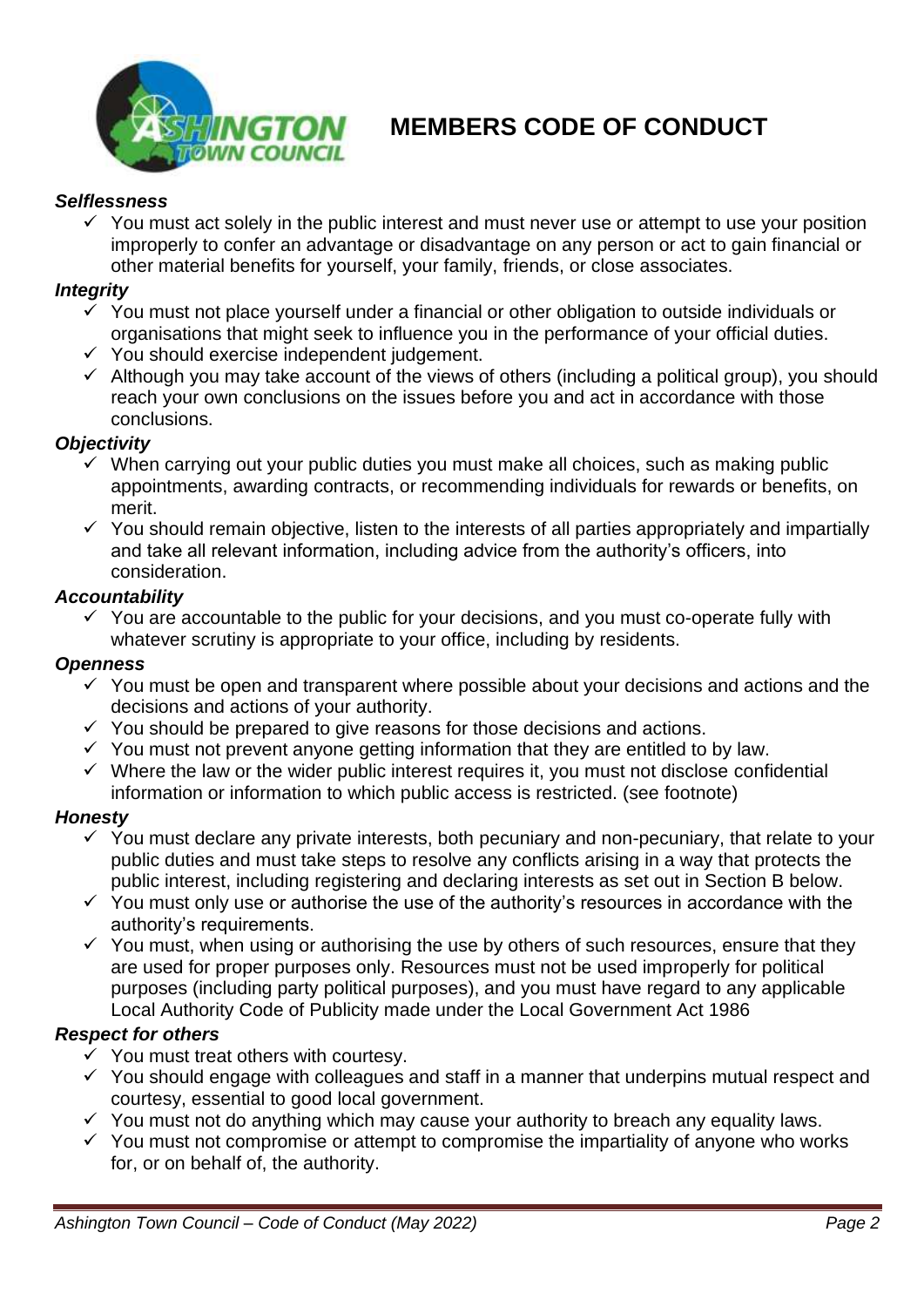# MEMBERS CODE OF CONDUCT

***Selflessness***

- ✓ You must act solely in the public interest and must never use or attempt to use your position improperly to confer an advantage or disadvantage on any person or act to gain financial or other material benefits for yourself, your family, friends, or close associates.

***Integrity***

- ✓ You must not place yourself under a financial or other obligation to outside individuals or organisations that might seek to influence you in the performance of your official duties.
- ✓ You should exercise independent judgement.
- ✓ Although you may take account of the views of others (including a political group), you should reach your own conclusions on the issues before you and act in accordance with those conclusions.

***Objectivity***

- ✓ When carrying out your public duties you must make all choices, such as making public appointments, awarding contracts, or recommending individuals for rewards or benefits, on merit.
- ✓ You should remain objective, listen to the interests of all parties appropriately and impartially and take all relevant information, including advice from the authority's officers, into consideration.

***Accountability***

- ✓ You are accountable to the public for your decisions, and you must co-operate fully with whatever scrutiny is appropriate to your office, including by residents.

***Openness***

- ✓ You must be open and transparent where possible about your decisions and actions and the decisions and actions of your authority.
- ✓ You should be prepared to give reasons for those decisions and actions.
- ✓ You must not prevent anyone getting information that they are entitled to by law.
- ✓ Where the law or the wider public interest requires it, you must not disclose confidential information or information to which public access is restricted. (see footnote)

***Honesty***

- ✓ You must declare any private interests, both pecuniary and non-pecuniary, that relate to your public duties and must take steps to resolve any conflicts arising in a way that protects the public interest, including registering and declaring interests as set out in Section B below.
- ✓ You must only use or authorise the use of the authority's resources in accordance with the authority's requirements.
- ✓ You must, when using or authorising the use by others of such resources, ensure that they are used for proper purposes only. Resources must not be used improperly for political purposes (including party political purposes), and you must have regard to any applicable Local Authority Code of Publicity made under the Local Government Act 1986

***Respect for others***

- ✓ You must treat others with courtesy.
- ✓ You should engage with colleagues and staff in a manner that underpins mutual respect and courtesy, essential to good local government.
- ✓ You must not do anything which may cause your authority to breach any equality laws.
- ✓ You must not compromise or attempt to compromise the impartiality of anyone who works for, or on behalf of, the authority.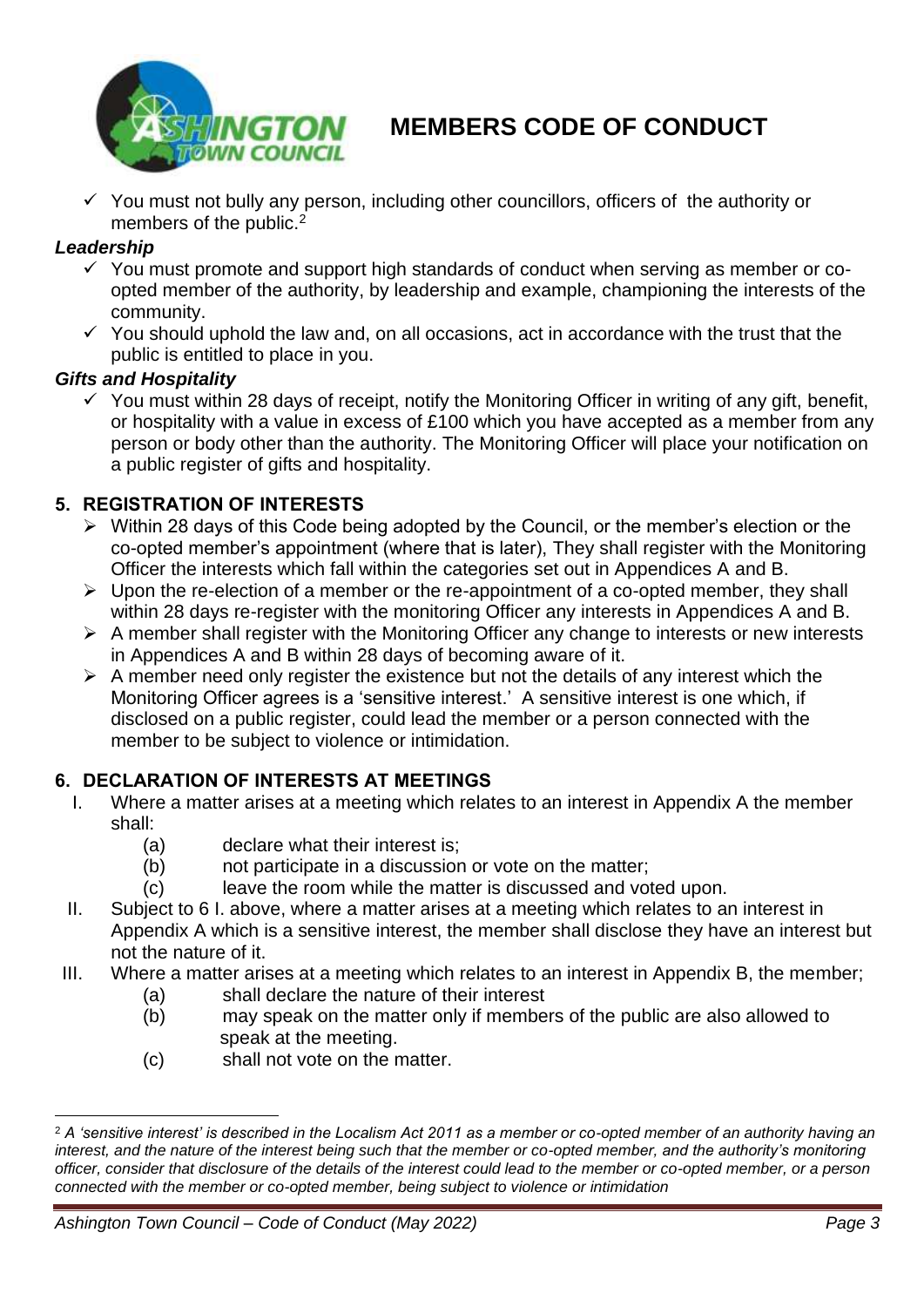- ✓ You must not bully any person, including other councillors, officers of the authority or members of the public.[2]

### *Leadership*

- ✓ You must promote and support high standards of conduct when serving as member or co-opted member of the authority, by leadership and example, championing the interests of the community.
- ✓ You should uphold the law and, on all occasions, act in accordance with the trust that the public is entitled to place in you.

### *Gifts and Hospitality*

- ✓ You must within 28 days of receipt, notify the Monitoring Officer in writing of any gift, benefit, or hospitality with a value in excess of £100 which you have accepted as a member from any person or body other than the authority. The Monitoring Officer will place your notification on a public register of gifts and hospitality.

## 5. REGISTRATION OF INTERESTS

- ➢ Within 28 days of this Code being adopted by the Council, or the member's election or the co-opted member's appointment (where that is later), They shall register with the Monitoring Officer the interests which fall within the categories set out in Appendices A and B.
- ➢ Upon the re-election of a member or the re-appointment of a co-opted member, they shall within 28 days re-register with the monitoring Officer any interests in Appendices A and B.
- ➢ A member shall register with the Monitoring Officer any change to interests or new interests in Appendices A and B within 28 days of becoming aware of it.
- ➢ A member need only register the existence but not the details of any interest which the Monitoring Officer agrees is a 'sensitive interest.' A sensitive interest is one which, if disclosed on a public register, could lead the member or a person connected with the member to be subject to violence or intimidation.

## 6. DECLARATION OF INTERESTS AT MEETINGS

I. Where a matter arises at a meeting which relates to an interest in Appendix A the member shall:
   - (a) declare what their interest is;
   - (b) not participate in a discussion or vote on the matter;
   - (c) leave the room while the matter is discussed and voted upon.

II. Subject to 6 I. above, where a matter arises at a meeting which relates to an interest in Appendix A which is a sensitive interest, the member shall disclose they have an interest but not the nature of it.

III. Where a matter arises at a meeting which relates to an interest in Appendix B, the member;
   - (a) shall declare the nature of their interest
   - (b) may speak on the matter only if members of the public are also allowed to speak at the meeting.
   - (c) shall not vote on the matter.

---

[2] *A 'sensitive interest' is described in the Localism Act 2011 as a member or co-opted member of an authority having an interest, and the nature of the interest being such that the member or co-opted member, and the authority's monitoring officer, consider that disclosure of the details of the interest could lead to the member or co-opted member, or a person connected with the member or co-opted member, being subject to violence or intimidation*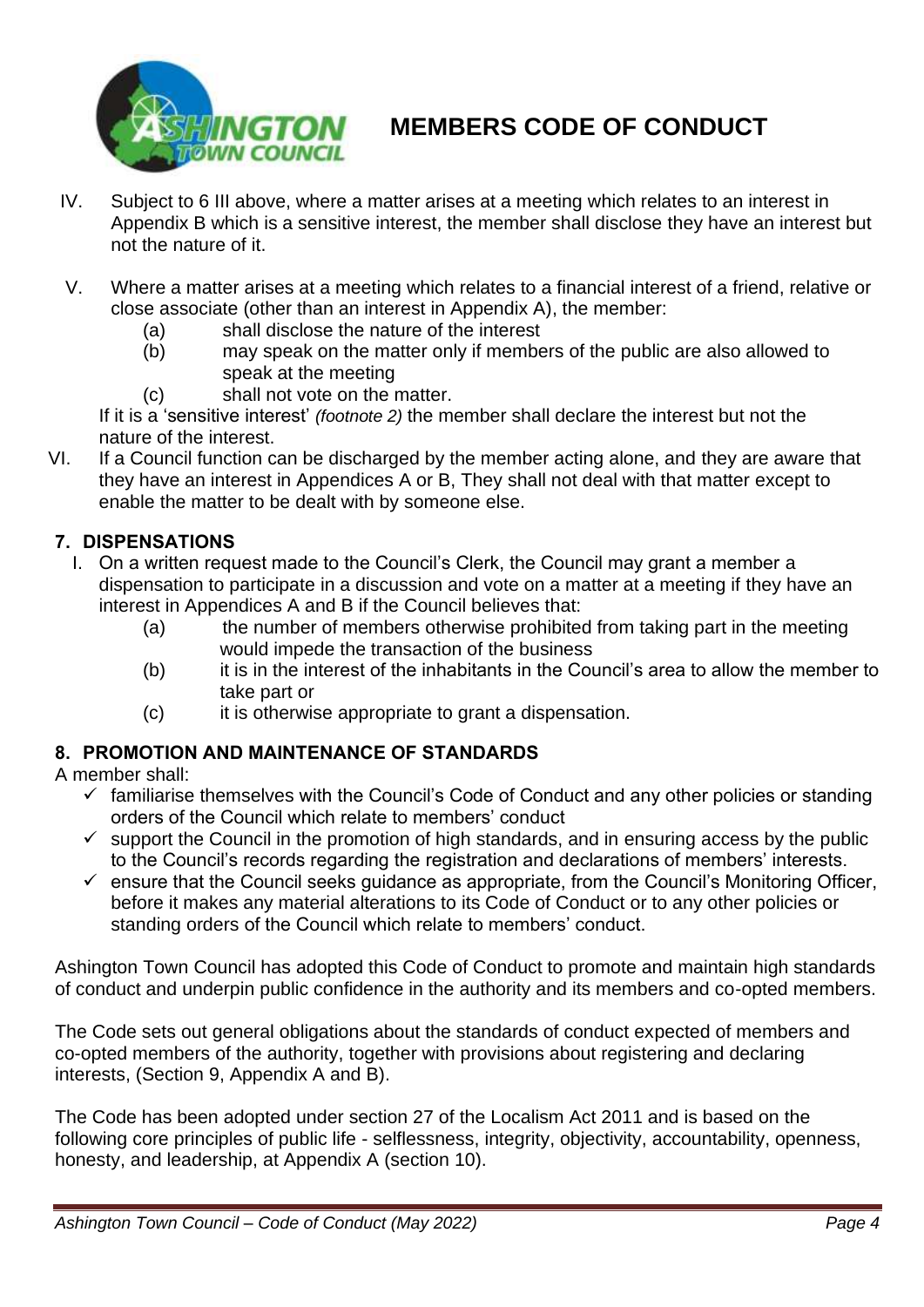IV. Subject to 6 III above, where a matter arises at a meeting which relates to an interest in Appendix B which is a sensitive interest, the member shall disclose they have an interest but not the nature of it.

V. Where a matter arises at a meeting which relates to a financial interest of a friend, relative or close associate (other than an interest in Appendix A), the member:
   - (a) shall disclose the nature of the interest
   - (b) may speak on the matter only if members of the public are also allowed to speak at the meeting
   - (c) shall not vote on the matter.

   If it is a 'sensitive interest' *(footnote 2)* the member shall declare the interest but not the nature of the interest.

VI. If a Council function can be discharged by the member acting alone, and they are aware that they have an interest in Appendices A or B, They shall not deal with that matter except to enable the matter to be dealt with by someone else.

## 7. DISPENSATIONS

I. On a written request made to the Council's Clerk, the Council may grant a member a dispensation to participate in a discussion and vote on a matter at a meeting if they have an interest in Appendices A and B if the Council believes that:
   - (a) the number of members otherwise prohibited from taking part in the meeting would impede the transaction of the business
   - (b) it is in the interest of the inhabitants in the Council's area to allow the member to take part or
   - (c) it is otherwise appropriate to grant a dispensation.

## 8. PROMOTION AND MAINTENANCE OF STANDARDS

A member shall:

- ✓ familiarise themselves with the Council's Code of Conduct and any other policies or standing orders of the Council which relate to members' conduct
- ✓ support the Council in the promotion of high standards, and in ensuring access by the public to the Council's records regarding the registration and declarations of members' interests.
- ✓ ensure that the Council seeks guidance as appropriate, from the Council's Monitoring Officer, before it makes any material alterations to its Code of Conduct or to any other policies or standing orders of the Council which relate to members' conduct.

Ashington Town Council has adopted this Code of Conduct to promote and maintain high standards of conduct and underpin public confidence in the authority and its members and co-opted members.

The Code sets out general obligations about the standards of conduct expected of members and co-opted members of the authority, together with provisions about registering and declaring interests, (Section 9, Appendix A and B).

The Code has been adopted under section 27 of the Localism Act 2011 and is based on the following core principles of public life - selflessness, integrity, objectivity, accountability, openness, honesty, and leadership, at Appendix A (section 10).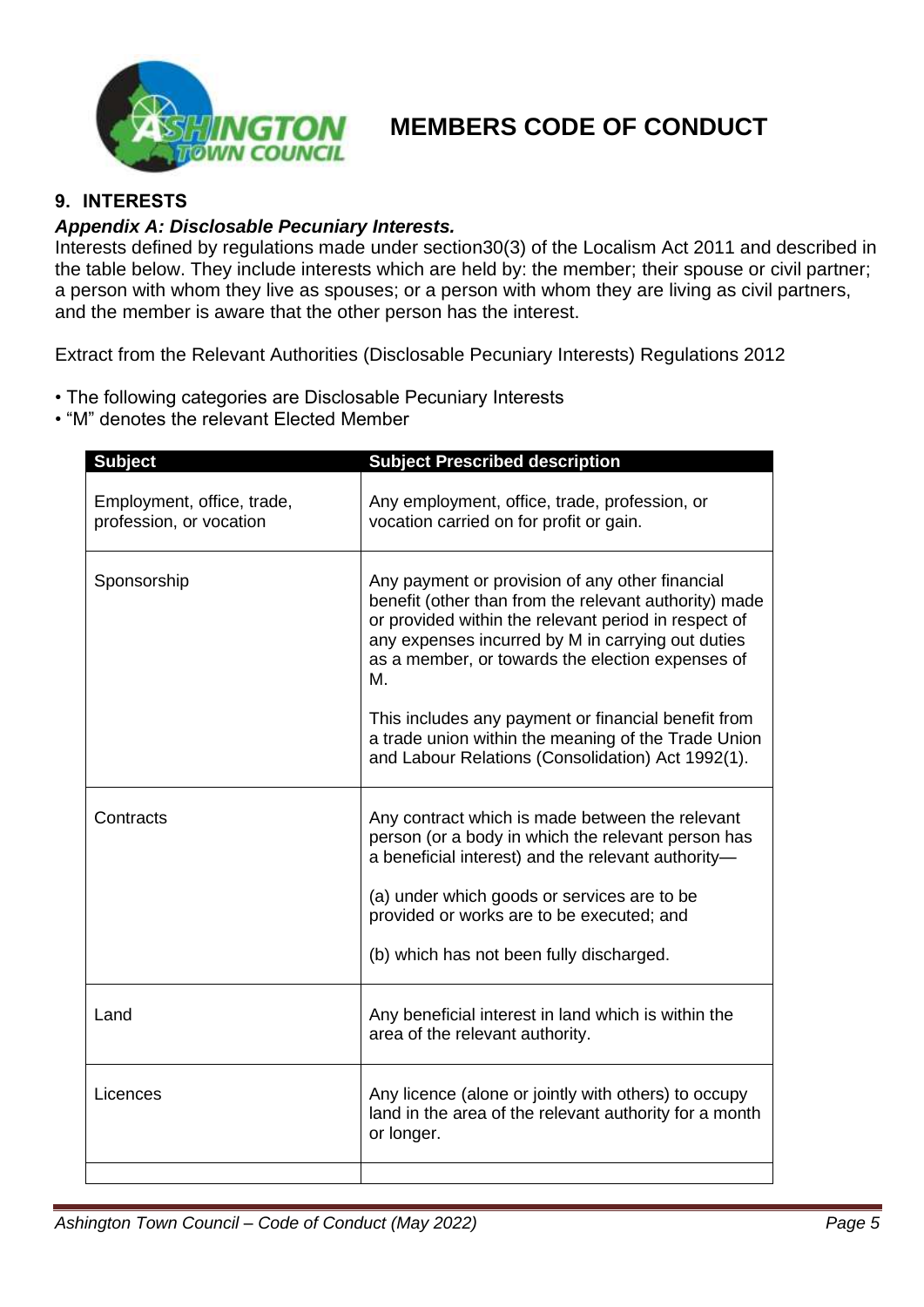# MEMBERS CODE OF CONDUCT

## 9. INTERESTS

***Appendix A: Disclosable Pecuniary Interests.***

Interests defined by regulations made under section30(3) of the Localism Act 2011 and described in the table below. They include interests which are held by: the member; their spouse or civil partner; a person with whom they live as spouses; or a person with whom they are living as civil partners, and the member is aware that the other person has the interest.

Extract from the Relevant Authorities (Disclosable Pecuniary Interests) Regulations 2012

- The following categories are Disclosable Pecuniary Interests
- "M" denotes the relevant Elected Member

| Subject | Subject Prescribed description |
| --- | --- |
| Employment, office, trade, profession, or vocation | Any employment, office, trade, profession, or vocation carried on for profit or gain. |
| Sponsorship | Any payment or provision of any other financial benefit (other than from the relevant authority) made or provided within the relevant period in respect of any expenses incurred by M in carrying out duties as a member, or towards the election expenses of M.<br><br>This includes any payment or financial benefit from a trade union within the meaning of the Trade Union and Labour Relations (Consolidation) Act 1992(1). |
| Contracts | Any contract which is made between the relevant person (or a body in which the relevant person has a beneficial interest) and the relevant authority—<br><br>(a) under which goods or services are to be provided or works are to be executed; and<br><br>(b) which has not been fully discharged. |
| Land | Any beneficial interest in land which is within the area of the relevant authority. |
| Licences | Any licence (alone or jointly with others) to occupy land in the area of the relevant authority for a month or longer. |
| | |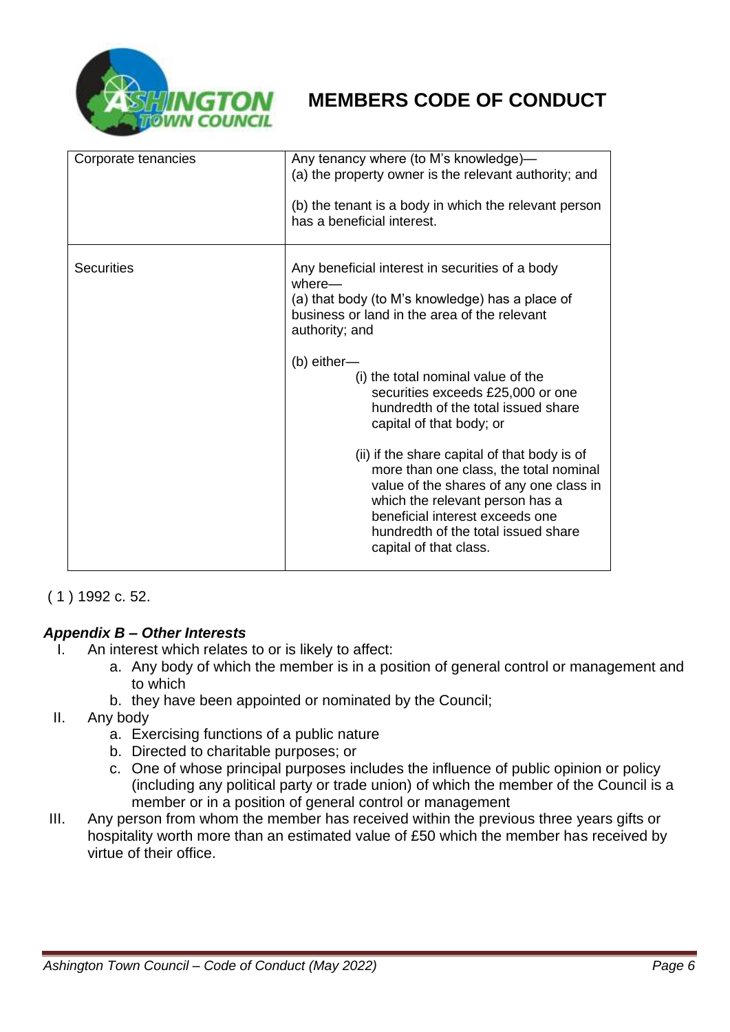| | |
|---|---|
| Corporate tenancies | Any tenancy where (to M's knowledge)—<br>(a) the property owner is the relevant authority; and<br><br>(b) the tenant is a body in which the relevant person has a beneficial interest. |
| Securities | Any beneficial interest in securities of a body where—<br>(a) that body (to M's knowledge) has a place of business or land in the area of the relevant authority; and<br><br>(b) either—<br>(i) the total nominal value of the securities exceeds £25,000 or one hundredth of the total issued share capital of that body; or<br><br>(ii) if the share capital of that body is of more than one class, the total nominal value of the shares of any one class in which the relevant person has a beneficial interest exceeds one hundredth of the total issued share capital of that class. |

( 1 ) 1992 c. 52.

***Appendix B – Other Interests***

I. An interest which relates to or is likely to affect:
   a. Any body of which the member is in a position of general control or management and to which
   b. they have been appointed or nominated by the Council;

II. Any body
   a. Exercising functions of a public nature
   b. Directed to charitable purposes; or
   c. One of whose principal purposes includes the influence of public opinion or policy (including any political party or trade union) of which the member of the Council is a member or in a position of general control or management

III. Any person from whom the member has received within the previous three years gifts or hospitality worth more than an estimated value of £50 which the member has received by virtue of their office.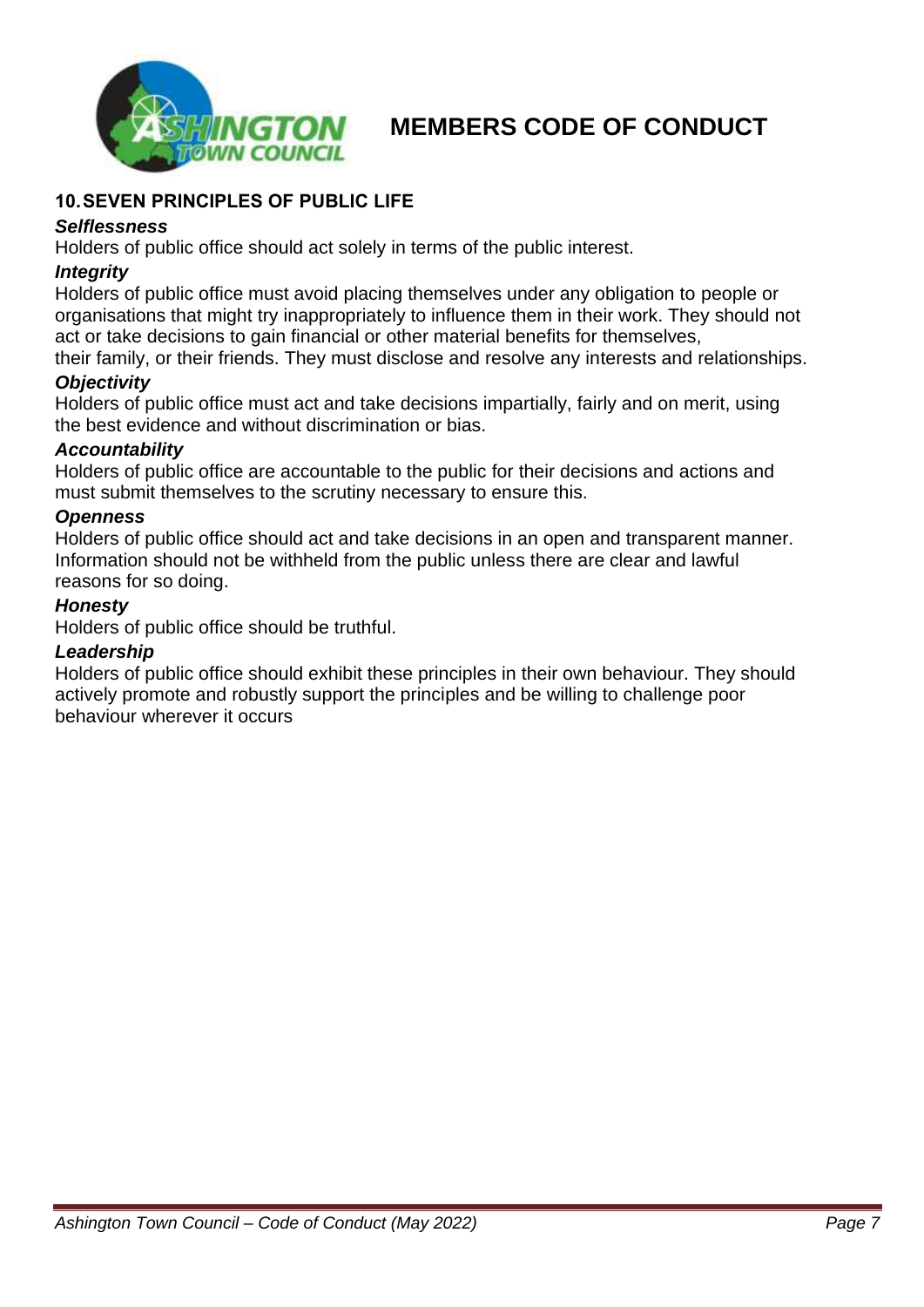# MEMBERS CODE OF CONDUCT

## 10. SEVEN PRINCIPLES OF PUBLIC LIFE

***Selflessness***

Holders of public office should act solely in terms of the public interest.

***Integrity***

Holders of public office must avoid placing themselves under any obligation to people or organisations that might try inappropriately to influence them in their work. They should not act or take decisions to gain financial or other material benefits for themselves, their family, or their friends. They must disclose and resolve any interests and relationships.

***Objectivity***

Holders of public office must act and take decisions impartially, fairly and on merit, using the best evidence and without discrimination or bias.

***Accountability***

Holders of public office are accountable to the public for their decisions and actions and must submit themselves to the scrutiny necessary to ensure this.

***Openness***

Holders of public office should act and take decisions in an open and transparent manner. Information should not be withheld from the public unless there are clear and lawful reasons for so doing.

***Honesty***

Holders of public office should be truthful.

***Leadership***

Holders of public office should exhibit these principles in their own behaviour. They should actively promote and robustly support the principles and be willing to challenge poor behaviour wherever it occurs